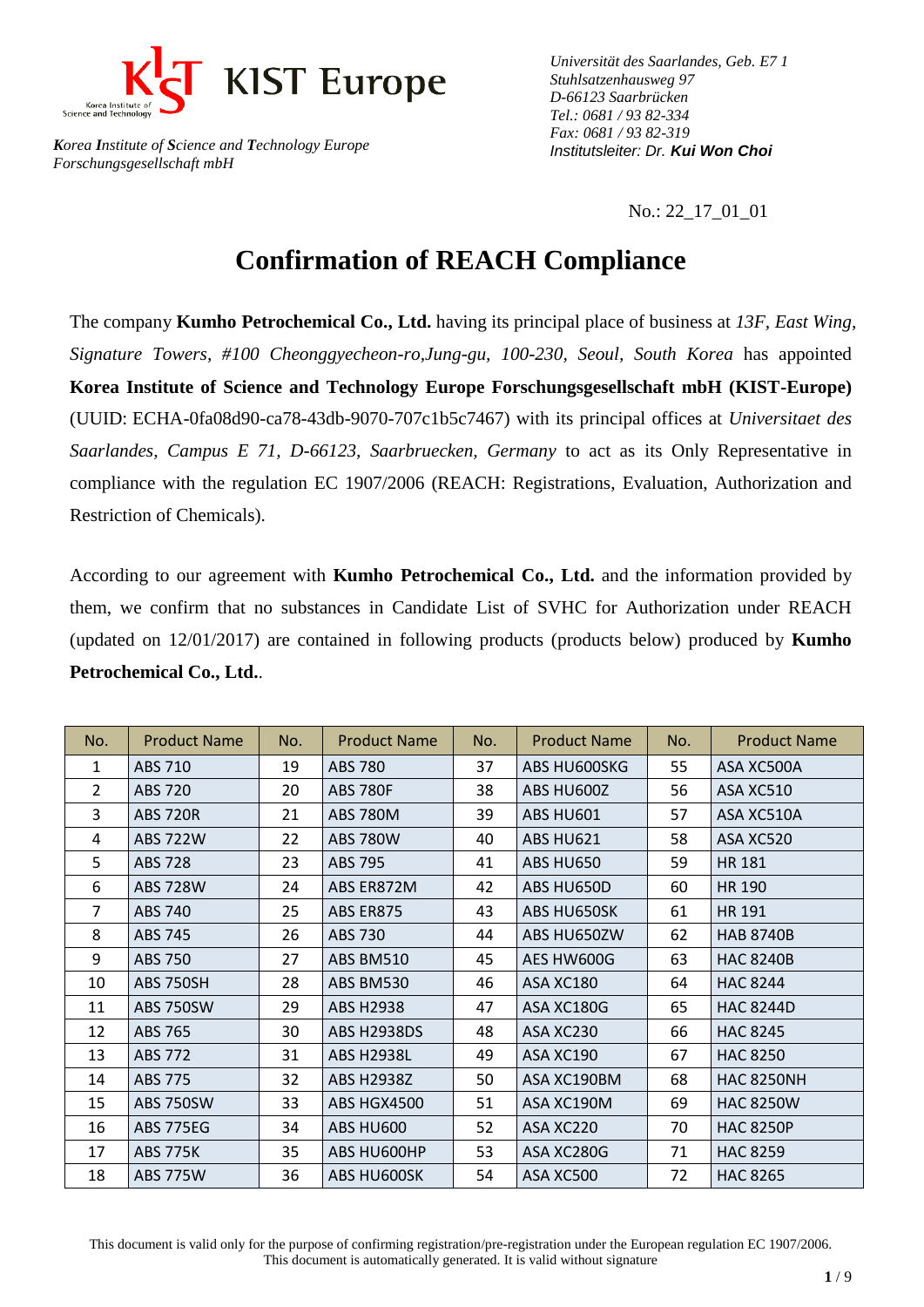KIST Europe

*Korea Institute of Science and Technology Europe*
*Forschungsgesellschaft mbH*

*Universität des Saarlandes, Geb. E7 1*
*Stuhlsatzenhausweg 97*
*D-66123 Saarbrücken*
*Tel.: 0681 / 93 82-334*
*Fax: 0681 / 93 82-319*
*Institutsleiter: Dr.* ***Kui Won Choi***

No.: 22_17_01_01

# Confirmation of REACH Compliance

The company **Kumho Petrochemical Co., Ltd.** having its principal place of business at *13F, East Wing, Signature Towers, #100 Cheonggyecheon-ro,Jung-gu, 100-230, Seoul, South Korea* has appointed **Korea Institute of Science and Technology Europe Forschungsgesellschaft mbH (KIST-Europe)** (UUID: ECHA-0fa08d90-ca78-43db-9070-707c1b5c7467) with its principal offices at *Universitaet des Saarlandes, Campus E 71, D-66123, Saarbruecken, Germany* to act as its Only Representative in compliance with the regulation EC 1907/2006 (REACH: Registrations, Evaluation, Authorization and Restriction of Chemicals).

According to our agreement with **Kumho Petrochemical Co., Ltd.** and the information provided by them, we confirm that no substances in Candidate List of SVHC for Authorization under REACH (updated on 12/01/2017) are contained in following products (products below) produced by **Kumho Petrochemical Co., Ltd.**.

| No. | Product Name | No. | Product Name | No. | Product Name | No. | Product Name |
|---|---|---|---|---|---|---|---|
| 1 | ABS 710 | 19 | ABS 780 | 37 | ABS HU600SKG | 55 | ASA XC500A |
| 2 | ABS 720 | 20 | ABS 780F | 38 | ABS HU600Z | 56 | ASA XC510 |
| 3 | ABS 720R | 21 | ABS 780M | 39 | ABS HU601 | 57 | ASA XC510A |
| 4 | ABS 722W | 22 | ABS 780W | 40 | ABS HU621 | 58 | ASA XC520 |
| 5 | ABS 728 | 23 | ABS 795 | 41 | ABS HU650 | 59 | HR 181 |
| 6 | ABS 728W | 24 | ABS ER872M | 42 | ABS HU650D | 60 | HR 190 |
| 7 | ABS 740 | 25 | ABS ER875 | 43 | ABS HU650SK | 61 | HR 191 |
| 8 | ABS 745 | 26 | ABS 730 | 44 | ABS HU650ZW | 62 | HAB 8740B |
| 9 | ABS 750 | 27 | ABS BM510 | 45 | AES HW600G | 63 | HAC 8240B |
| 10 | ABS 750SH | 28 | ABS BM530 | 46 | ASA XC180 | 64 | HAC 8244 |
| 11 | ABS 750SW | 29 | ABS H2938 | 47 | ASA XC180G | 65 | HAC 8244D |
| 12 | ABS 765 | 30 | ABS H2938DS | 48 | ASA XC230 | 66 | HAC 8245 |
| 13 | ABS 772 | 31 | ABS H2938L | 49 | ASA XC190 | 67 | HAC 8250 |
| 14 | ABS 775 | 32 | ABS H2938Z | 50 | ASA XC190BM | 68 | HAC 8250NH |
| 15 | ABS 750SW | 33 | ABS HGX4500 | 51 | ASA XC190M | 69 | HAC 8250W |
| 16 | ABS 775EG | 34 | ABS HU600 | 52 | ASA XC220 | 70 | HAC 8250P |
| 17 | ABS 775K | 35 | ABS HU600HP | 53 | ASA XC280G | 71 | HAC 8259 |
| 18 | ABS 775W | 36 | ABS HU600SK | 54 | ASA XC500 | 72 | HAC 8265 |

This document is valid only for the purpose of confirming registration/pre-registration under the European regulation EC 1907/2006.
This document is automatically generated. It is valid without signature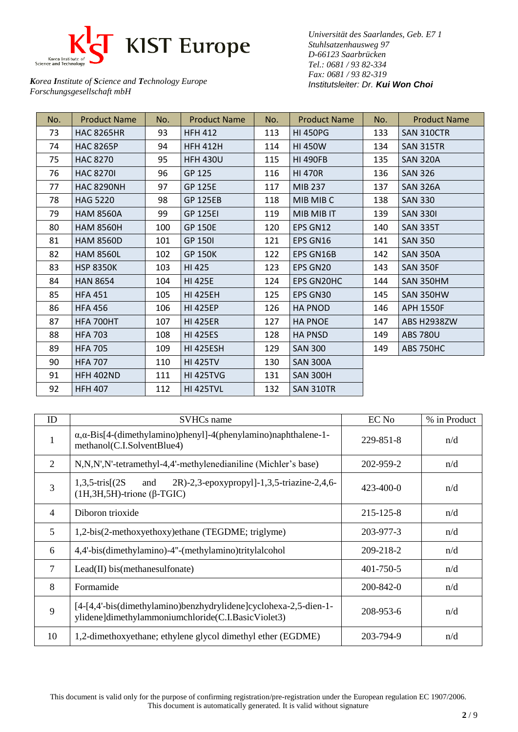**KIST Europe**

*Korea Institute of Science and Technology Europe Forschungsgesellschaft mbH*

*Universität des Saarlandes, Geb. E7 1*
*Stuhlsatzenhausweg 97*
*D-66123 Saarbrücken*
*Tel.: 0681 / 93 82-334*
*Fax: 0681 / 93 82-319*
*Institutsleiter: Dr.* ***Kui Won Choi***

| No. | Product Name | No. | Product Name | No. | Product Name | No. | Product Name |
|---|---|---|---|---|---|---|---|
| 73 | HAC 8265HR | 93 | HFH 412 | 113 | HI 450PG | 133 | SAN 310CTR |
| 74 | HAC 8265P | 94 | HFH 412H | 114 | HI 450W | 134 | SAN 315TR |
| 75 | HAC 8270 | 95 | HFH 430U | 115 | HI 490FB | 135 | SAN 320A |
| 76 | HAC 8270I | 96 | GP 125 | 116 | HI 470R | 136 | SAN 326 |
| 77 | HAC 8290NH | 97 | GP 125E | 117 | MIB 237 | 137 | SAN 326A |
| 78 | HAG 5220 | 98 | GP 125EB | 118 | MIB MIB C | 138 | SAN 330 |
| 79 | HAM 8560A | 99 | GP 125EI | 119 | MIB MIB IT | 139 | SAN 330I |
| 80 | HAM 8560H | 100 | GP 150E | 120 | EPS GN12 | 140 | SAN 335T |
| 81 | HAM 8560D | 101 | GP 150I | 121 | EPS GN16 | 141 | SAN 350 |
| 82 | HAM 8560L | 102 | GP 150K | 122 | EPS GN16B | 142 | SAN 350A |
| 83 | HSP 8350K | 103 | HI 425 | 123 | EPS GN20 | 143 | SAN 350F |
| 84 | HAN 8654 | 104 | HI 425E | 124 | EPS GN20HC | 144 | SAN 350HM |
| 85 | HFA 451 | 105 | HI 425EH | 125 | EPS GN30 | 145 | SAN 350HW |
| 86 | HFA 456 | 106 | HI 425EP | 126 | HA PNOD | 146 | APH 1550F |
| 87 | HFA 700HT | 107 | HI 425ER | 127 | HA PNOE | 147 | ABS H2938ZW |
| 88 | HFA 703 | 108 | HI 425ES | 128 | HA PNSD | 149 | ABS 780U |
| 89 | HFA 705 | 109 | HI 425ESH | 129 | SAN 300 | 149 | ABS 750HC |
| 90 | HFA 707 | 110 | HI 425TV | 130 | SAN 300A | | |
| 91 | HFH 402ND | 111 | HI 425TVG | 131 | SAN 300H | | |
| 92 | HFH 407 | 112 | HI 425TVL | 132 | SAN 310TR | | |

| ID | SVHCs name | EC No | % in Product |
|---|---|---|---|
| 1 | α,α-Bis[4-(dimethylamino)phenyl]-4(phenylamino)naphthalene-1-methanol(C.I.SolventBlue4) | 229-851-8 | n/d |
| 2 | N,N,N',N'-tetramethyl-4,4'-methylenedianiline (Michler's base) | 202-959-2 | n/d |
| 3 | 1,3,5-tris[(2S and 2R)-2,3-epoxypropyl]-1,3,5-triazine-2,4,6-(1H,3H,5H)-trione (β-TGIC) | 423-400-0 | n/d |
| 4 | Diboron trioxide | 215-125-8 | n/d |
| 5 | 1,2-bis(2-methoxyethoxy)ethane (TEGDME; triglyme) | 203-977-3 | n/d |
| 6 | 4,4'-bis(dimethylamino)-4"-(methylamino)tritylalcohol | 209-218-2 | n/d |
| 7 | Lead(II) bis(methanesulfonate) | 401-750-5 | n/d |
| 8 | Formamide | 200-842-0 | n/d |
| 9 | [4-[4,4'-bis(dimethylamino)benzhydrylidene]cyclohexa-2,5-dien-1-ylidene]dimethylammoniumchloride(C.I.BasicViolet3) | 208-953-6 | n/d |
| 10 | 1,2-dimethoxyethane; ethylene glycol dimethyl ether (EGDME) | 203-794-9 | n/d |

This document is valid only for the purpose of confirming registration/pre-registration under the European regulation EC 1907/2006.
This document is automatically generated. It is valid without signature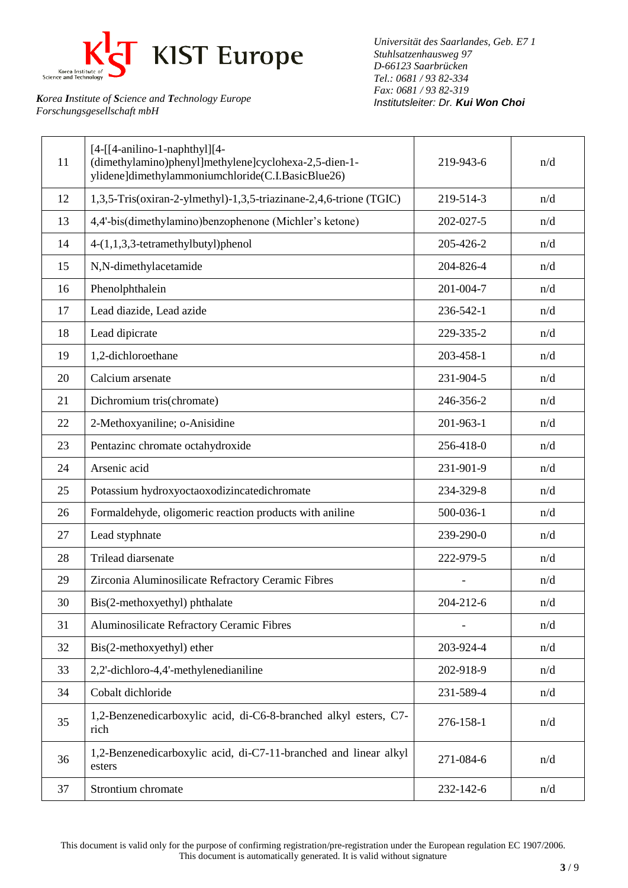| | | | |
|---|---|---|---|
| 11 | [4-[[4-anilino-1-naphthyl][4-(dimethylamino)phenyl]methylene]cyclohexa-2,5-dien-1-ylidene]dimethylammoniumchloride(C.I.BasicBlue26) | 219-943-6 | n/d |
| 12 | 1,3,5-Tris(oxiran-2-ylmethyl)-1,3,5-triazinane-2,4,6-trione (TGIC) | 219-514-3 | n/d |
| 13 | 4,4'-bis(dimethylamino)benzophenone (Michler's ketone) | 202-027-5 | n/d |
| 14 | 4-(1,1,3,3-tetramethylbutyl)phenol | 205-426-2 | n/d |
| 15 | N,N-dimethylacetamide | 204-826-4 | n/d |
| 16 | Phenolphthalein | 201-004-7 | n/d |
| 17 | Lead diazide, Lead azide | 236-542-1 | n/d |
| 18 | Lead dipicrate | 229-335-2 | n/d |
| 19 | 1,2-dichloroethane | 203-458-1 | n/d |
| 20 | Calcium arsenate | 231-904-5 | n/d |
| 21 | Dichromium tris(chromate) | 246-356-2 | n/d |
| 22 | 2-Methoxyaniline; o-Anisidine | 201-963-1 | n/d |
| 23 | Pentazinc chromate octahydroxide | 256-418-0 | n/d |
| 24 | Arsenic acid | 231-901-9 | n/d |
| 25 | Potassium hydroxyoctaoxodizincatedichromate | 234-329-8 | n/d |
| 26 | Formaldehyde, oligomeric reaction products with aniline | 500-036-1 | n/d |
| 27 | Lead styphnate | 239-290-0 | n/d |
| 28 | Trilead diarsenate | 222-979-5 | n/d |
| 29 | Zirconia Aluminosilicate Refractory Ceramic Fibres | - | n/d |
| 30 | Bis(2-methoxyethyl) phthalate | 204-212-6 | n/d |
| 31 | Aluminosilicate Refractory Ceramic Fibres | - | n/d |
| 32 | Bis(2-methoxyethyl) ether | 203-924-4 | n/d |
| 33 | 2,2'-dichloro-4,4'-methylenedianiline | 202-918-9 | n/d |
| 34 | Cobalt dichloride | 231-589-4 | n/d |
| 35 | 1,2-Benzenedicarboxylic acid, di-C6-8-branched alkyl esters, C7-rich | 276-158-1 | n/d |
| 36 | 1,2-Benzenedicarboxylic acid, di-C7-11-branched and linear alkyl esters | 271-084-6 | n/d |
| 37 | Strontium chromate | 232-142-6 | n/d |

This document is valid only for the purpose of confirming registration/pre-registration under the European regulation EC 1907/2006.
This document is automatically generated. It is valid without signature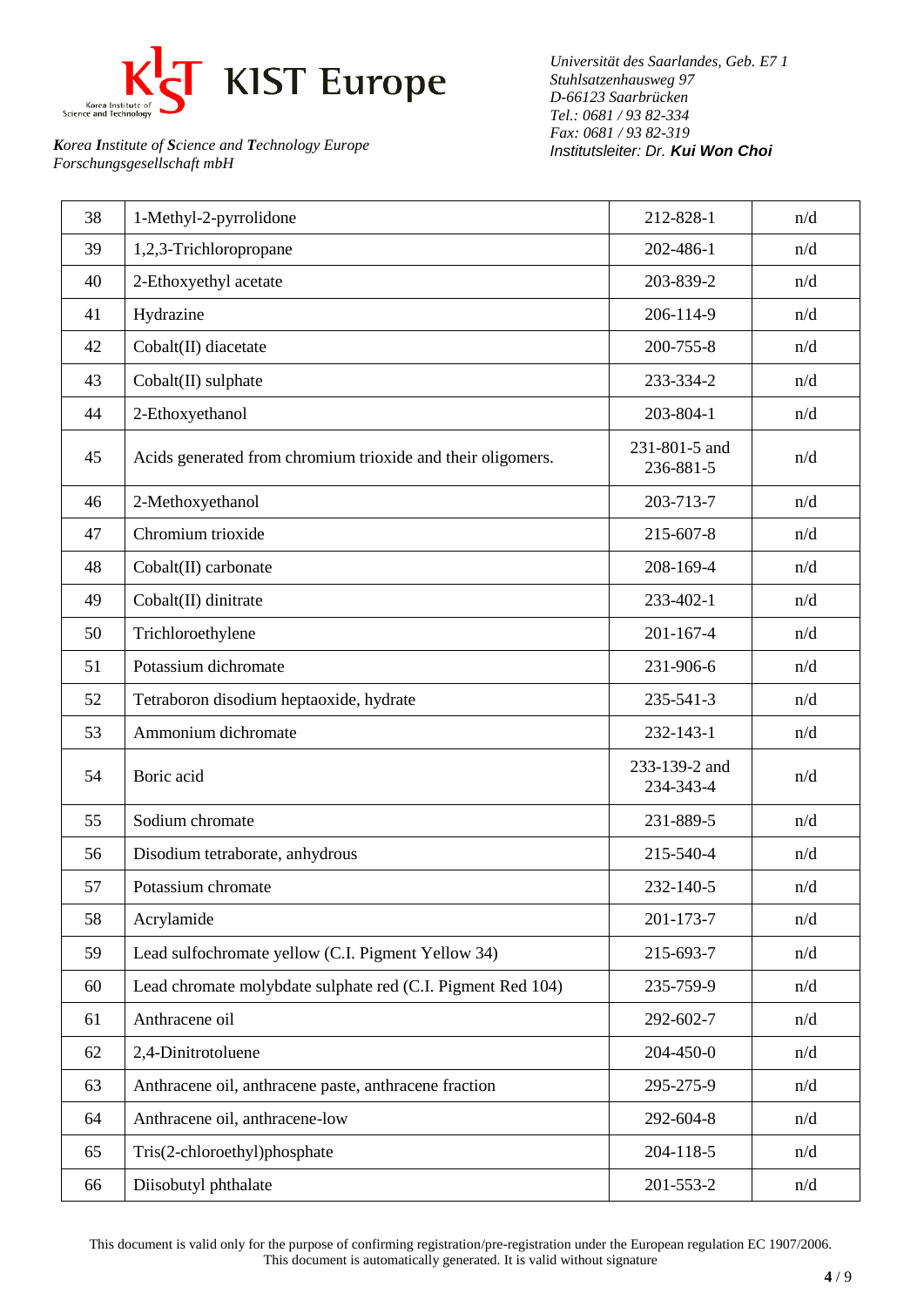| 38 | 1-Methyl-2-pyrrolidone | 212-828-1 | n/d |
|---|---|---|---|
| 39 | 1,2,3-Trichloropropane | 202-486-1 | n/d |
| 40 | 2-Ethoxyethyl acetate | 203-839-2 | n/d |
| 41 | Hydrazine | 206-114-9 | n/d |
| 42 | Cobalt(II) diacetate | 200-755-8 | n/d |
| 43 | Cobalt(II) sulphate | 233-334-2 | n/d |
| 44 | 2-Ethoxyethanol | 203-804-1 | n/d |
| 45 | Acids generated from chromium trioxide and their oligomers. | 231-801-5 and 236-881-5 | n/d |
| 46 | 2-Methoxyethanol | 203-713-7 | n/d |
| 47 | Chromium trioxide | 215-607-8 | n/d |
| 48 | Cobalt(II) carbonate | 208-169-4 | n/d |
| 49 | Cobalt(II) dinitrate | 233-402-1 | n/d |
| 50 | Trichloroethylene | 201-167-4 | n/d |
| 51 | Potassium dichromate | 231-906-6 | n/d |
| 52 | Tetraboron disodium heptaoxide, hydrate | 235-541-3 | n/d |
| 53 | Ammonium dichromate | 232-143-1 | n/d |
| 54 | Boric acid | 233-139-2 and 234-343-4 | n/d |
| 55 | Sodium chromate | 231-889-5 | n/d |
| 56 | Disodium tetraborate, anhydrous | 215-540-4 | n/d |
| 57 | Potassium chromate | 232-140-5 | n/d |
| 58 | Acrylamide | 201-173-7 | n/d |
| 59 | Lead sulfochromate yellow (C.I. Pigment Yellow 34) | 215-693-7 | n/d |
| 60 | Lead chromate molybdate sulphate red (C.I. Pigment Red 104) | 235-759-9 | n/d |
| 61 | Anthracene oil | 292-602-7 | n/d |
| 62 | 2,4-Dinitrotoluene | 204-450-0 | n/d |
| 63 | Anthracene oil, anthracene paste, anthracene fraction | 295-275-9 | n/d |
| 64 | Anthracene oil, anthracene-low | 292-604-8 | n/d |
| 65 | Tris(2-chloroethyl)phosphate | 204-118-5 | n/d |
| 66 | Diisobutyl phthalate | 201-553-2 | n/d |

This document is valid only for the purpose of confirming registration/pre-registration under the European regulation EC 1907/2006.
This document is automatically generated. It is valid without signature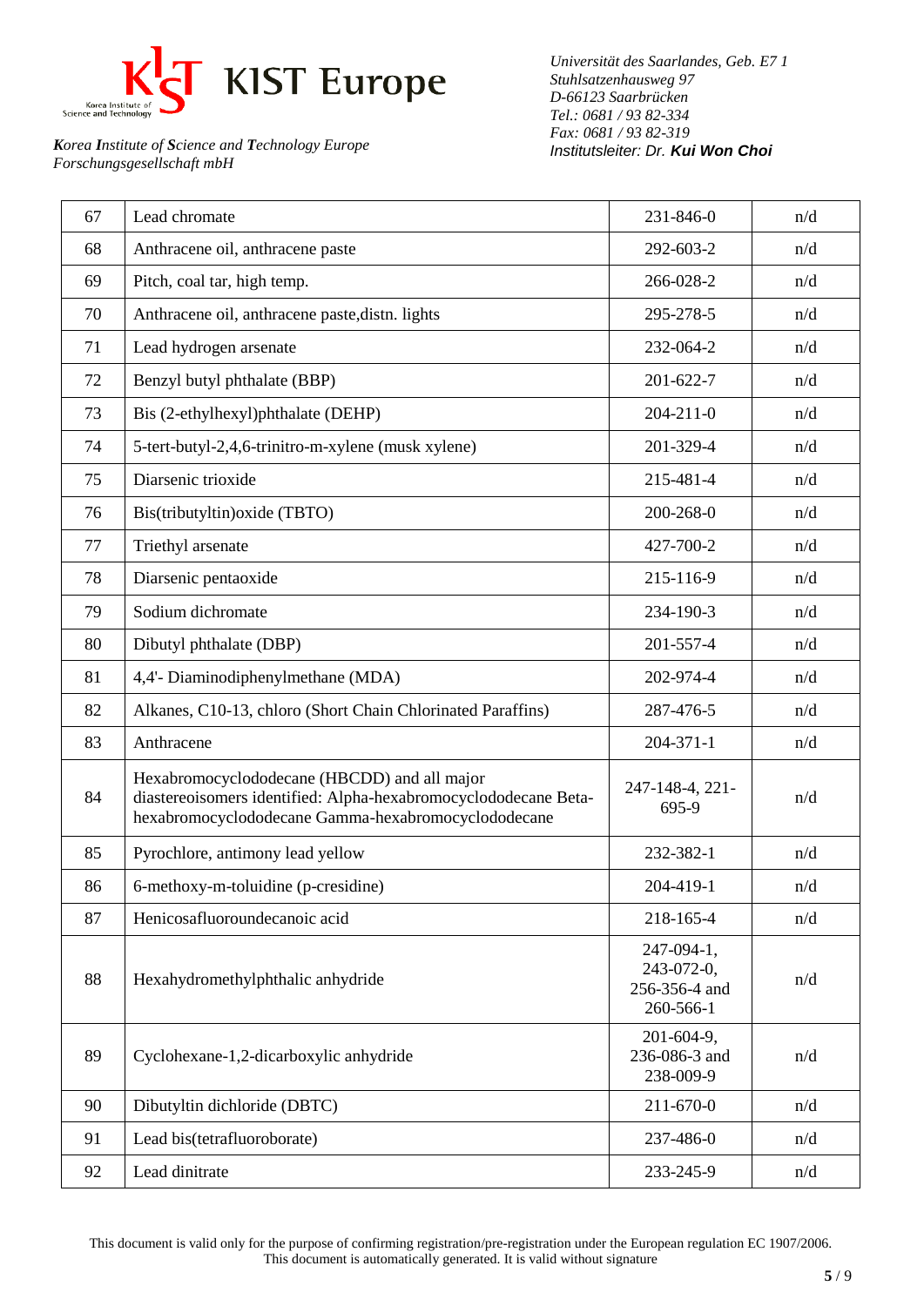| 67 | Lead chromate | 231-846-0 | n/d |
|---|---|---|---|
| 68 | Anthracene oil, anthracene paste | 292-603-2 | n/d |
| 69 | Pitch, coal tar, high temp. | 266-028-2 | n/d |
| 70 | Anthracene oil, anthracene paste,distn. lights | 295-278-5 | n/d |
| 71 | Lead hydrogen arsenate | 232-064-2 | n/d |
| 72 | Benzyl butyl phthalate (BBP) | 201-622-7 | n/d |
| 73 | Bis (2-ethylhexyl)phthalate (DEHP) | 204-211-0 | n/d |
| 74 | 5-tert-butyl-2,4,6-trinitro-m-xylene (musk xylene) | 201-329-4 | n/d |
| 75 | Diarsenic trioxide | 215-481-4 | n/d |
| 76 | Bis(tributyltin)oxide (TBTO) | 200-268-0 | n/d |
| 77 | Triethyl arsenate | 427-700-2 | n/d |
| 78 | Diarsenic pentaoxide | 215-116-9 | n/d |
| 79 | Sodium dichromate | 234-190-3 | n/d |
| 80 | Dibutyl phthalate (DBP) | 201-557-4 | n/d |
| 81 | 4,4'- Diaminodiphenylmethane (MDA) | 202-974-4 | n/d |
| 82 | Alkanes, C10-13, chloro (Short Chain Chlorinated Paraffins) | 287-476-5 | n/d |
| 83 | Anthracene | 204-371-1 | n/d |
| 84 | Hexabromocyclododecane (HBCDD) and all major diastereoisomers identified: Alpha-hexabromocyclododecane Beta-hexabromocyclododecane Gamma-hexabromocyclododecane | 247-148-4, 221-695-9 | n/d |
| 85 | Pyrochlore, antimony lead yellow | 232-382-1 | n/d |
| 86 | 6-methoxy-m-toluidine (p-cresidine) | 204-419-1 | n/d |
| 87 | Henicosafluoroundecanoic acid | 218-165-4 | n/d |
| 88 | Hexahydromethylphthalic anhydride | 247-094-1, 243-072-0, 256-356-4 and 260-566-1 | n/d |
| 89 | Cyclohexane-1,2-dicarboxylic anhydride | 201-604-9, 236-086-3 and 238-009-9 | n/d |
| 90 | Dibutyltin dichloride (DBTC) | 211-670-0 | n/d |
| 91 | Lead bis(tetrafluoroborate) | 237-486-0 | n/d |
| 92 | Lead dinitrate | 233-245-9 | n/d |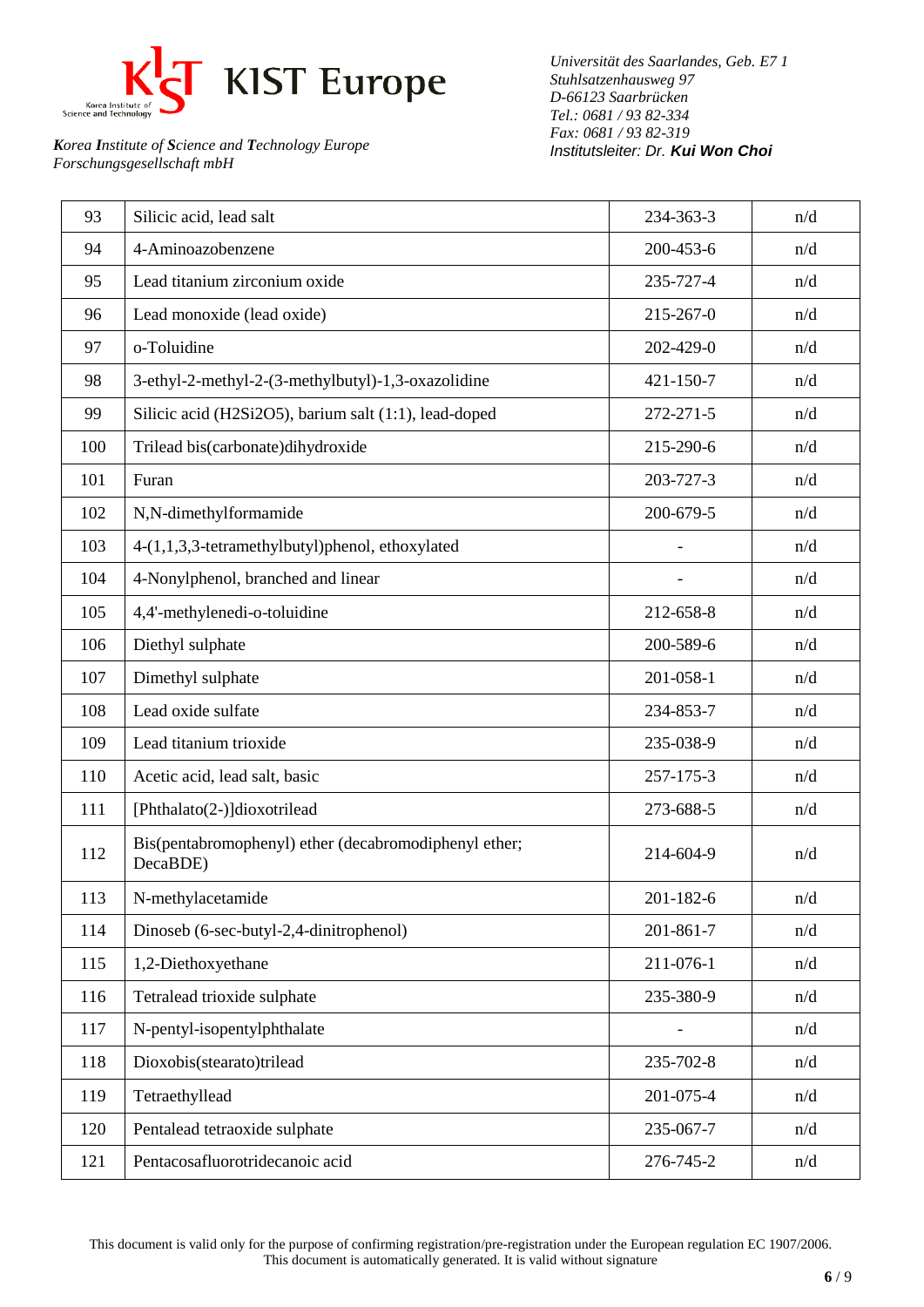**K**orea **I**nstitute of **S**cience and **T**echnology Europe
Forschungsgesellschaft mbH

*Universität des Saarlandes, Geb. E7 1*
*Stuhlsatzenhausweg 97*
*D-66123 Saarbrücken*
*Tel.: 0681 / 93 82-334*
*Fax: 0681 / 93 82-319*
*Institutsleiter: Dr. **Kui Won Choi***

| | | | |
|---|---|---|---|
| 93 | Silicic acid, lead salt | 234-363-3 | n/d |
| 94 | 4-Aminoazobenzene | 200-453-6 | n/d |
| 95 | Lead titanium zirconium oxide | 235-727-4 | n/d |
| 96 | Lead monoxide (lead oxide) | 215-267-0 | n/d |
| 97 | o-Toluidine | 202-429-0 | n/d |
| 98 | 3-ethyl-2-methyl-2-(3-methylbutyl)-1,3-oxazolidine | 421-150-7 | n/d |
| 99 | Silicic acid (H2Si2O5), barium salt (1:1), lead-doped | 272-271-5 | n/d |
| 100 | Trilead bis(carbonate)dihydroxide | 215-290-6 | n/d |
| 101 | Furan | 203-727-3 | n/d |
| 102 | N,N-dimethylformamide | 200-679-5 | n/d |
| 103 | 4-(1,1,3,3-tetramethylbutyl)phenol, ethoxylated | - | n/d |
| 104 | 4-Nonylphenol, branched and linear | - | n/d |
| 105 | 4,4'-methylenedi-o-toluidine | 212-658-8 | n/d |
| 106 | Diethyl sulphate | 200-589-6 | n/d |
| 107 | Dimethyl sulphate | 201-058-1 | n/d |
| 108 | Lead oxide sulfate | 234-853-7 | n/d |
| 109 | Lead titanium trioxide | 235-038-9 | n/d |
| 110 | Acetic acid, lead salt, basic | 257-175-3 | n/d |
| 111 | [Phthalato(2-)]dioxotrilead | 273-688-5 | n/d |
| 112 | Bis(pentabromophenyl) ether (decabromodiphenyl ether; DecaBDE) | 214-604-9 | n/d |
| 113 | N-methylacetamide | 201-182-6 | n/d |
| 114 | Dinoseb (6-sec-butyl-2,4-dinitrophenol) | 201-861-7 | n/d |
| 115 | 1,2-Diethoxyethane | 211-076-1 | n/d |
| 116 | Tetralead trioxide sulphate | 235-380-9 | n/d |
| 117 | N-pentyl-isopentylphthalate | - | n/d |
| 118 | Dioxobis(stearato)trilead | 235-702-8 | n/d |
| 119 | Tetraethyllead | 201-075-4 | n/d |
| 120 | Pentalead tetraoxide sulphate | 235-067-7 | n/d |
| 121 | Pentacosafluorotridecanoic acid | 276-745-2 | n/d |

This document is valid only for the purpose of confirming registration/pre-registration under the European regulation EC 1907/2006.
This document is automatically generated. It is valid without signature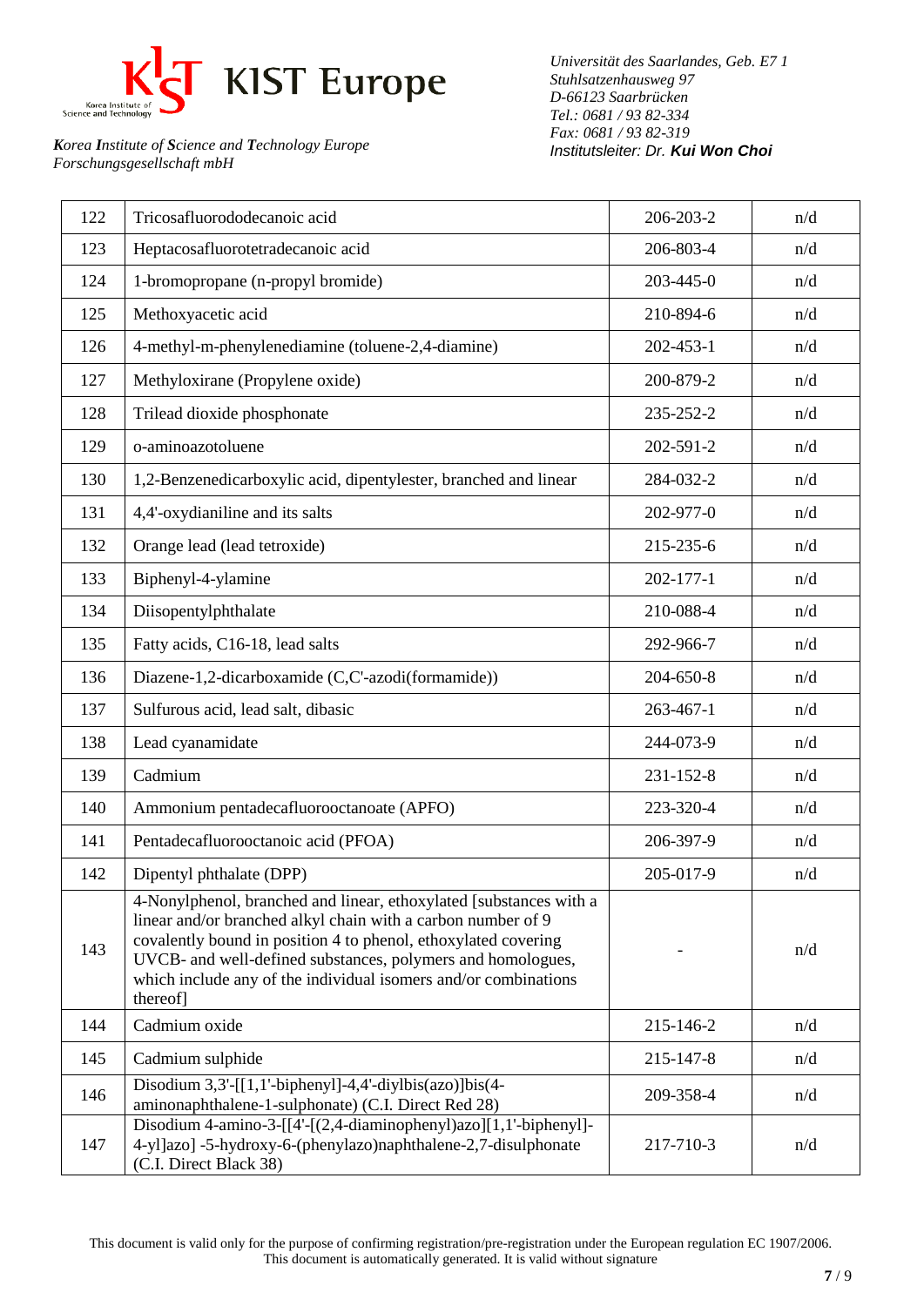| 122 | Tricosafluorododecanoic acid | 206-203-2 | n/d |
|---|---|---|---|
| 123 | Heptacosafluorotetradecanoic acid | 206-803-4 | n/d |
| 124 | 1-bromopropane (n-propyl bromide) | 203-445-0 | n/d |
| 125 | Methoxyacetic acid | 210-894-6 | n/d |
| 126 | 4-methyl-m-phenylenediamine (toluene-2,4-diamine) | 202-453-1 | n/d |
| 127 | Methyloxirane (Propylene oxide) | 200-879-2 | n/d |
| 128 | Trilead dioxide phosphonate | 235-252-2 | n/d |
| 129 | o-aminoazotoluene | 202-591-2 | n/d |
| 130 | 1,2-Benzenedicarboxylic acid, dipentylester, branched and linear | 284-032-2 | n/d |
| 131 | 4,4'-oxydianiline and its salts | 202-977-0 | n/d |
| 132 | Orange lead (lead tetroxide) | 215-235-6 | n/d |
| 133 | Biphenyl-4-ylamine | 202-177-1 | n/d |
| 134 | Diisopentylphthalate | 210-088-4 | n/d |
| 135 | Fatty acids, C16-18, lead salts | 292-966-7 | n/d |
| 136 | Diazene-1,2-dicarboxamide (C,C'-azodi(formamide)) | 204-650-8 | n/d |
| 137 | Sulfurous acid, lead salt, dibasic | 263-467-1 | n/d |
| 138 | Lead cyanamidate | 244-073-9 | n/d |
| 139 | Cadmium | 231-152-8 | n/d |
| 140 | Ammonium pentadecafluorooctanoate (APFO) | 223-320-4 | n/d |
| 141 | Pentadecafluorooctanoic acid (PFOA) | 206-397-9 | n/d |
| 142 | Dipentyl phthalate (DPP) | 205-017-9 | n/d |
| 143 | 4-Nonylphenol, branched and linear, ethoxylated [substances with a linear and/or branched alkyl chain with a carbon number of 9 covalently bound in position 4 to phenol, ethoxylated covering UVCB- and well-defined substances, polymers and homologues, which include any of the individual isomers and/or combinations thereof] | - | n/d |
| 144 | Cadmium oxide | 215-146-2 | n/d |
| 145 | Cadmium sulphide | 215-147-8 | n/d |
| 146 | Disodium 3,3'-[[1,1'-biphenyl]-4,4'-diylbis(azo)]bis(4-aminonaphthalene-1-sulphonate) (C.I. Direct Red 28) | 209-358-4 | n/d |
| 147 | Disodium 4-amino-3-[[4'-[(2,4-diaminophenyl)azo][1,1'-biphenyl]-4-yl]azo] -5-hydroxy-6-(phenylazo)naphthalene-2,7-disulphonate (C.I. Direct Black 38) | 217-710-3 | n/d |

This document is valid only for the purpose of confirming registration/pre-registration under the European regulation EC 1907/2006.
This document is automatically generated. It is valid without signature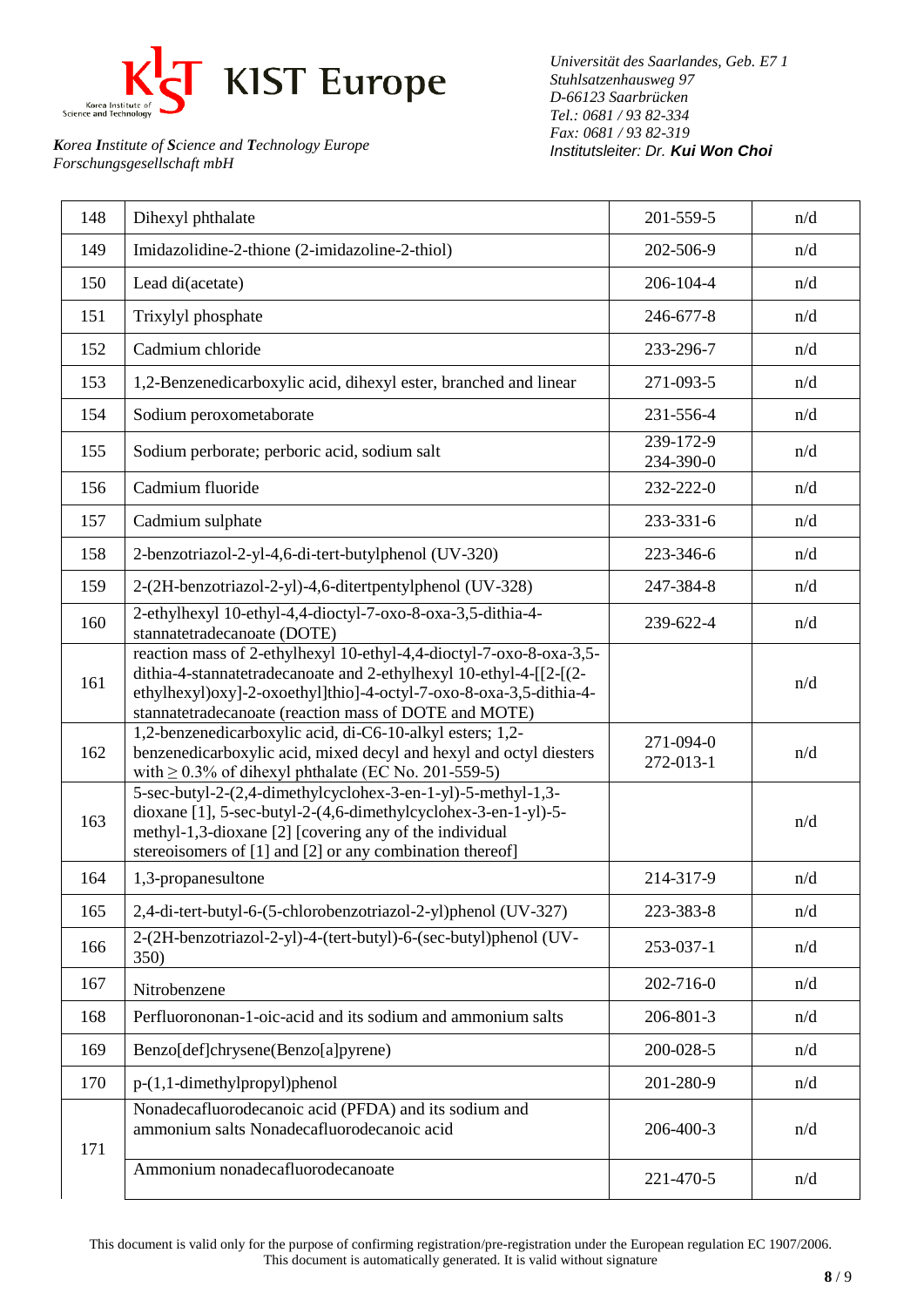| 148 | Dihexyl phthalate | 201-559-5 | n/d |
|---|---|---|---|
| 149 | Imidazolidine-2-thione (2-imidazoline-2-thiol) | 202-506-9 | n/d |
| 150 | Lead di(acetate) | 206-104-4 | n/d |
| 151 | Trixylyl phosphate | 246-677-8 | n/d |
| 152 | Cadmium chloride | 233-296-7 | n/d |
| 153 | 1,2-Benzenedicarboxylic acid, dihexyl ester, branched and linear | 271-093-5 | n/d |
| 154 | Sodium peroxometaborate | 231-556-4 | n/d |
| 155 | Sodium perborate; perboric acid, sodium salt | 239-172-9 234-390-0 | n/d |
| 156 | Cadmium fluoride | 232-222-0 | n/d |
| 157 | Cadmium sulphate | 233-331-6 | n/d |
| 158 | 2-benzotriazol-2-yl-4,6-di-tert-butylphenol (UV-320) | 223-346-6 | n/d |
| 159 | 2-(2H-benzotriazol-2-yl)-4,6-ditertpentylphenol (UV-328) | 247-384-8 | n/d |
| 160 | 2-ethylhexyl 10-ethyl-4,4-dioctyl-7-oxo-8-oxa-3,5-dithia-4-stannatetradecanoate (DOTE) | 239-622-4 | n/d |
| 161 | reaction mass of 2-ethylhexyl 10-ethyl-4,4-dioctyl-7-oxo-8-oxa-3,5-dithia-4-stannatetradecanoate and 2-ethylhexyl 10-ethyl-4-[[2-[(2-ethylhexyl)oxy]-2-oxoethyl]thio]-4-octyl-7-oxo-8-oxa-3,5-dithia-4-stannatetradecanoate (reaction mass of DOTE and MOTE) | | n/d |
| 162 | 1,2-benzenedicarboxylic acid, di-C6-10-alkyl esters; 1,2-benzenedicarboxylic acid, mixed decyl and hexyl and octyl diesters with ≥ 0.3% of dihexyl phthalate (EC No. 201-559-5) | 271-094-0 272-013-1 | n/d |
| 163 | 5-sec-butyl-2-(2,4-dimethylcyclohex-3-en-1-yl)-5-methyl-1,3-dioxane [1], 5-sec-butyl-2-(4,6-dimethylcyclohex-3-en-1-yl)-5-methyl-1,3-dioxane [2] [covering any of the individual stereoisomers of [1] and [2] or any combination thereof] | | n/d |
| 164 | 1,3-propanesultone | 214-317-9 | n/d |
| 165 | 2,4-di-tert-butyl-6-(5-chlorobenzotriazol-2-yl)phenol (UV-327) | 223-383-8 | n/d |
| 166 | 2-(2H-benzotriazol-2-yl)-4-(tert-butyl)-6-(sec-butyl)phenol (UV-350) | 253-037-1 | n/d |
| 167 | Nitrobenzene | 202-716-0 | n/d |
| 168 | Perfluorononan-1-oic-acid and its sodium and ammonium salts | 206-801-3 | n/d |
| 169 | Benzo[def]chrysene(Benzo[a]pyrene) | 200-028-5 | n/d |
| 170 | p-(1,1-dimethylpropyl)phenol | 201-280-9 | n/d |
| 171 | Nonadecafluorodecanoic acid (PFDA) and its sodium and ammonium salts Nonadecafluorodecanoic acid | 206-400-3 | n/d |
| | Ammonium nonadecafluorodecanoate | 221-470-5 | n/d |

This document is valid only for the purpose of confirming registration/pre-registration under the European regulation EC 1907/2006.
This document is automatically generated. It is valid without signature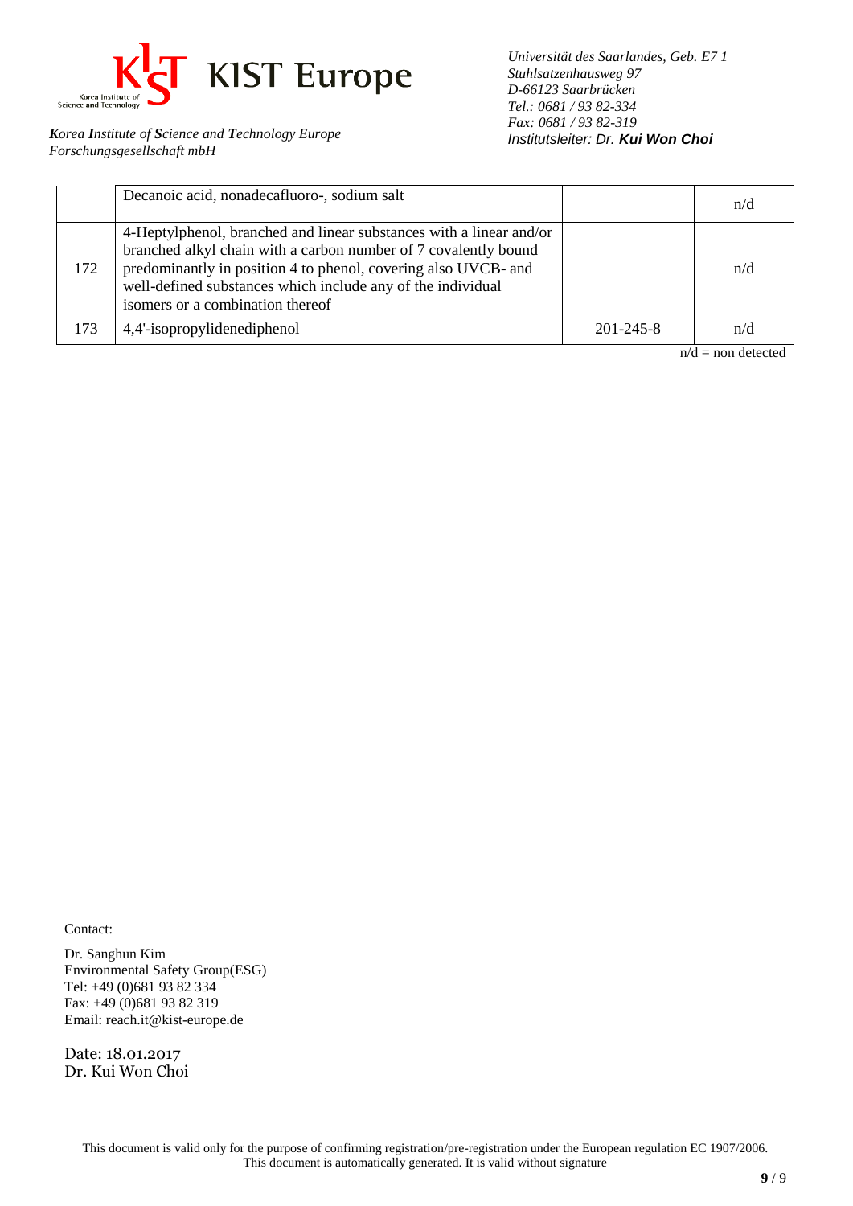| | | | |
|---|---|---|---|
| | Decanoic acid, nonadecafluoro-, sodium salt | | n/d |
| 172 | 4-Heptylphenol, branched and linear substances with a linear and/or branched alkyl chain with a carbon number of 7 covalently bound predominantly in position 4 to phenol, covering also UVCB- and well-defined substances which include any of the individual isomers or a combination thereof | | n/d |
| 173 | 4,4'-isopropylidenediphenol | 201-245-8 | n/d |

n/d = non detected

Contact:

Dr. Sanghun Kim
Environmental Safety Group(ESG)
Tel: +49 (0)681 93 82 334
Fax: +49 (0)681 93 82 319
Email: reach.it@kist-europe.de

Date: 18.01.2017
Dr. Kui Won Choi

This document is valid only for the purpose of confirming registration/pre-registration under the European regulation EC 1907/2006.
This document is automatically generated. It is valid without signature